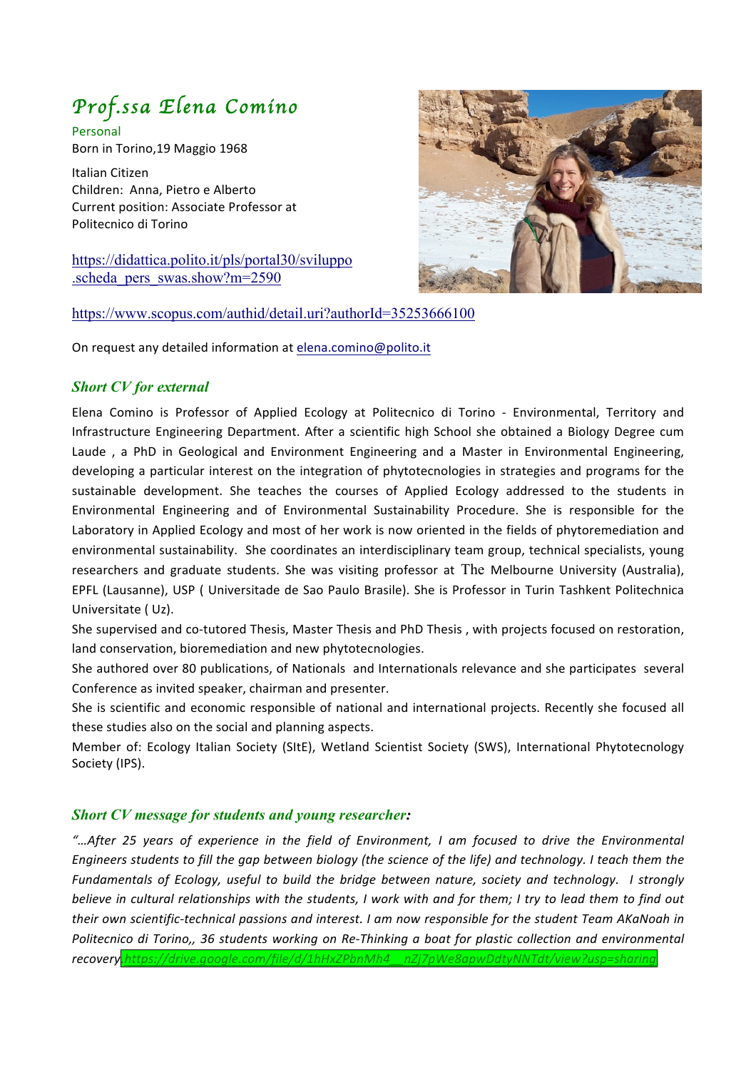# *Prof.ssa Elena Comino*

Personal

Born in Torino,19 Maggio 1968

Italian Citizen
Children: Anna, Pietro e Alberto
Current position: Associate Professor at Politecnico di Torino

https://didattica.polito.it/pls/portal30/sviluppo.scheda_pers_swas.show?m=2590

https://www.scopus.com/authid/detail.uri?authorId=35253666100

On request any detailed information at elena.comino@polito.it

## *Short CV for external*

Elena Comino is Professor of Applied Ecology at Politecnico di Torino - Environmental, Territory and Infrastructure Engineering Department. After a scientific high School she obtained a Biology Degree cum Laude , a PhD in Geological and Environment Engineering and a Master in Environmental Engineering, developing a particular interest on the integration of phytotecnologies in strategies and programs for the sustainable development. She teaches the courses of Applied Ecology addressed to the students in Environmental Engineering and of Environmental Sustainability Procedure. She is responsible for the Laboratory in Applied Ecology and most of her work is now oriented in the fields of phytoremediation and environmental sustainability. She coordinates an interdisciplinary team group, technical specialists, young researchers and graduate students. She was visiting professor at The Melbourne University (Australia), EPFL (Lausanne), USP ( Universitade de Sao Paulo Brasile). She is Professor in Turin Tashkent Politechnica Universitate ( Uz).

She supervised and co-tutored Thesis, Master Thesis and PhD Thesis , with projects focused on restoration, land conservation, bioremediation and new phytotecnologies.

She authored over 80 publications, of Nationals and Internationals relevance and she participates several Conference as invited speaker, chairman and presenter.

She is scientific and economic responsible of national and international projects. Recently she focused all these studies also on the social and planning aspects.

Member of: Ecology Italian Society (SItE), Wetland Scientist Society (SWS), International Phytotecnology Society (IPS).

## *Short CV message for students and young researcher:*

*"…After 25 years of experience in the field of Environment, I am focused to drive the Environmental Engineers students to fill the gap between biology (the science of the life) and technology. I teach them the Fundamentals of Ecology, useful to build the bridge between nature, society and technology. I strongly believe in cultural relationships with the students, I work with and for them; I try to lead them to find out their own scientific-technical passions and interest. I am now responsible for the student Team AKaNoah in Politecnico di Torino,, 36 students working on Re-Thinking a boat for plastic collection and environmental recovery https://drive.google.com/file/d/1hHxZPbnMh4__nZj7pWe8apwDdtyNNTdt/view?usp=sharing*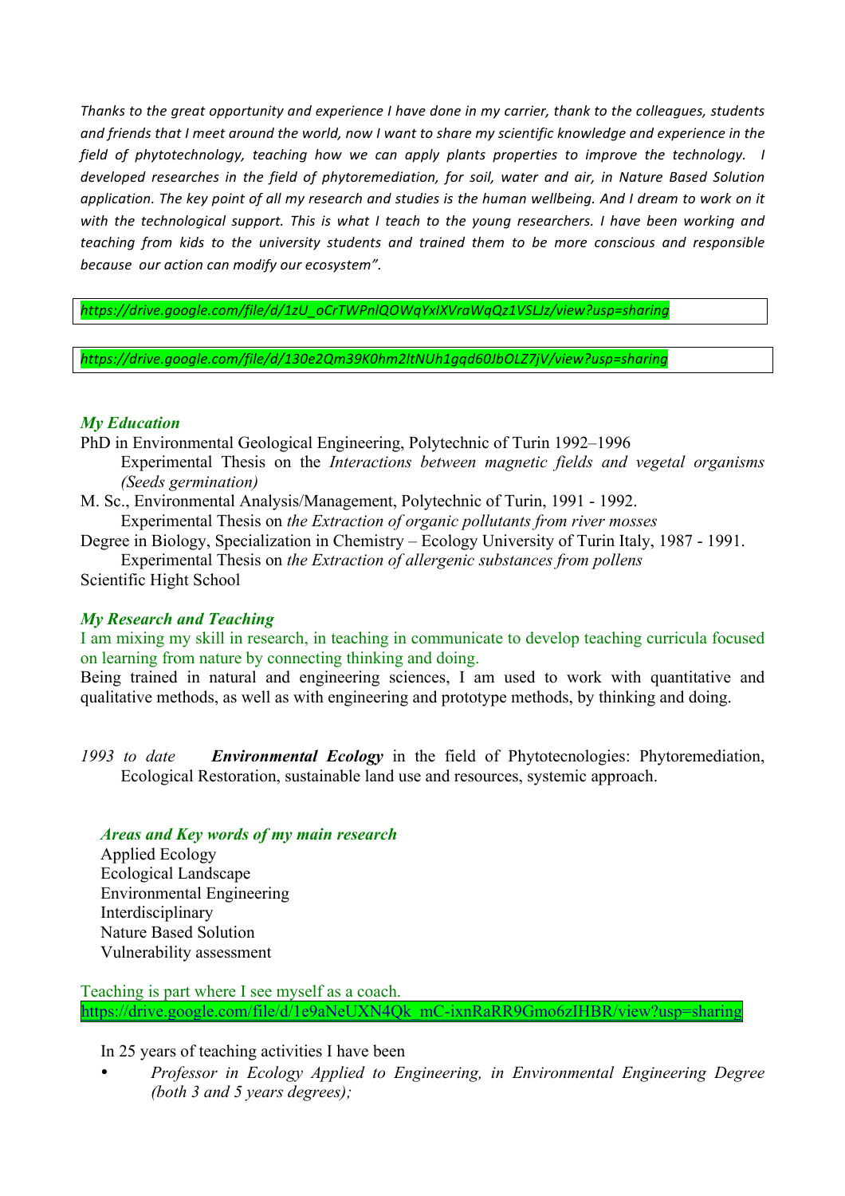*Thanks to the great opportunity and experience I have done in my carrier, thank to the colleagues, students and friends that I meet around the world, now I want to share my scientific knowledge and experience in the field of phytotechnology, teaching how we can apply plants properties to improve the technology. I developed researches in the field of phytoremediation, for soil, water and air, in Nature Based Solution application. The key point of all my research and studies is the human wellbeing. And I dream to work on it with the technological support. This is what I teach to the young researchers. I have been working and teaching from kids to the university students and trained them to be more conscious and responsible because our action can modify our ecosystem".*

*https://drive.google.com/file/d/1zU_oCrTWPnlQOWqYxlXVraWqQz1VSLJz/view?usp=sharing*

*https://drive.google.com/file/d/130e2Qm39K0hm2ltNUh1gqd60JbOLZ7jV/view?usp=sharing*

### *My Education*

PhD in Environmental Geological Engineering, Polytechnic of Turin 1992–1996
  Experimental Thesis on the *Interactions between magnetic fields and vegetal organisms (Seeds germination)*

M. Sc., Environmental Analysis/Management, Polytechnic of Turin, 1991 - 1992.
  Experimental Thesis on *the Extraction of organic pollutants from river mosses*

Degree in Biology, Specialization in Chemistry – Ecology University of Turin Italy, 1987 - 1991.
  Experimental Thesis on *the Extraction of allergenic substances from pollens*

Scientific Hight School

### *My Research and Teaching*

I am mixing my skill in research, in teaching in communicate to develop teaching curricula focused on learning from nature by connecting thinking and doing.

Being trained in natural and engineering sciences, I am used to work with quantitative and qualitative methods, as well as with engineering and prototype methods, by thinking and doing.

*1993 to date* ***Environmental Ecology*** in the field of Phytotecnologies: Phytoremediation, Ecological Restoration, sustainable land use and resources, systemic approach.

#### *Areas and Key words of my main research*

Applied Ecology
Ecological Landscape
Environmental Engineering
Interdisciplinary
Nature Based Solution
Vulnerability assessment

Teaching is part where I see myself as a coach.
https://drive.google.com/file/d/1e9aNeUXN4Qk_mC-ixnRaRR9Gmo6zIHBR/view?usp=sharing

In 25 years of teaching activities I have been

- *Professor in Ecology Applied to Engineering, in Environmental Engineering Degree (both 3 and 5 years degrees);*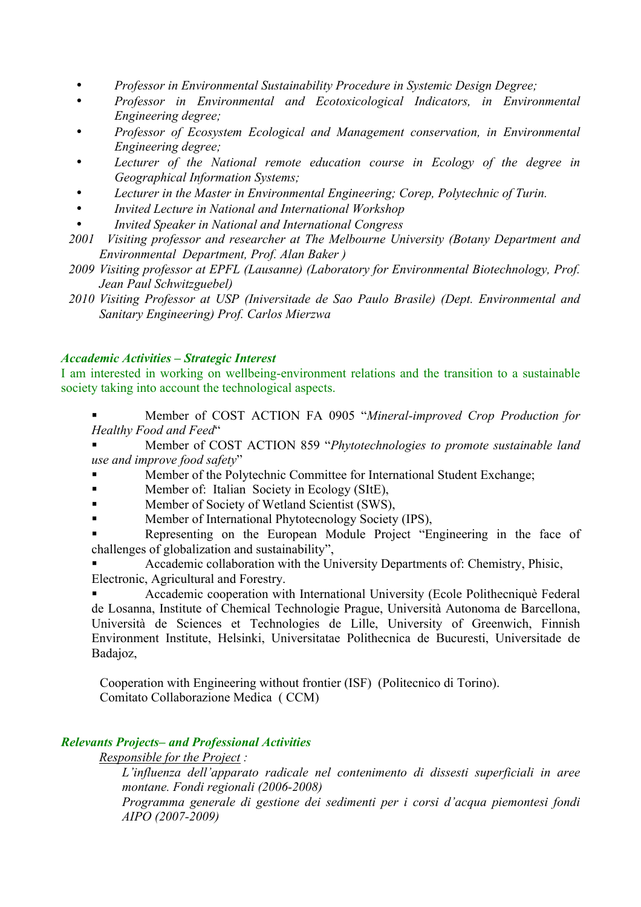- *Professor in Environmental Sustainability Procedure in Systemic Design Degree;*
- *Professor in Environmental and Ecotoxicological Indicators, in Environmental Engineering degree;*
- *Professor of Ecosystem Ecological and Management conservation, in Environmental Engineering degree;*
- *Lecturer of the National remote education course in Ecology of the degree in Geographical Information Systems;*
- *Lecturer in the Master in Environmental Engineering; Corep, Polytechnic of Turin.*
- *Invited Lecture in National and International Workshop*
- *Invited Speaker in National and International Congress*

*2001 Visiting professor and researcher at The Melbourne University (Botany Department and Environmental Department, Prof. Alan Baker )*

*2009 Visiting professor at EPFL (Lausanne) (Laboratory for Environmental Biotechnology, Prof. Jean Paul Schwitzguebel)*

*2010 Visiting Professor at USP (Iniversitade de Sao Paulo Brasile) (Dept. Environmental and Sanitary Engineering) Prof. Carlos Mierzwa*

***Accademic Activities – Strategic Interest***

I am interested in working on wellbeing-environment relations and the transition to a sustainable society taking into account the technological aspects.

- Member of COST ACTION FA 0905 "*Mineral-improved Crop Production for Healthy Food and Feed*"
- Member of COST ACTION 859 "*Phytotechnologies to promote sustainable land use and improve food safety*"
- Member of the Polytechnic Committee for International Student Exchange;
- Member of: Italian Society in Ecology (SItE),
- Member of Society of Wetland Scientist (SWS),
- Member of International Phytotecnology Society (IPS),
- Representing on the European Module Project "Engineering in the face of challenges of globalization and sustainability",
- Accademic collaboration with the University Departments of: Chemistry, Phisic, Electronic, Agricultural and Forestry.
- Accademic cooperation with International University (Ecole Polithecniquè Federal de Losanna, Institute of Chemical Technologie Prague, Università Autonoma de Barcellona, Università de Sciences et Technologies de Lille, University of Greenwich, Finnish Environment Institute, Helsinki, Universitatae Polithecnica de Bucuresti, Universitade de Badajoz,

Cooperation with Engineering without frontier (ISF) (Politecnico di Torino).
Comitato Collaborazione Medica ( CCM)

***Relevants Projects– and Professional Activities***

<u>*Responsible for the Project*</u> *:*

*L'influenza dell'apparato radicale nel contenimento di dissesti superficiali in aree montane. Fondi regionali (2006-2008)*

*Programma generale di gestione dei sedimenti per i corsi d'acqua piemontesi fondi AIPO (2007-2009)*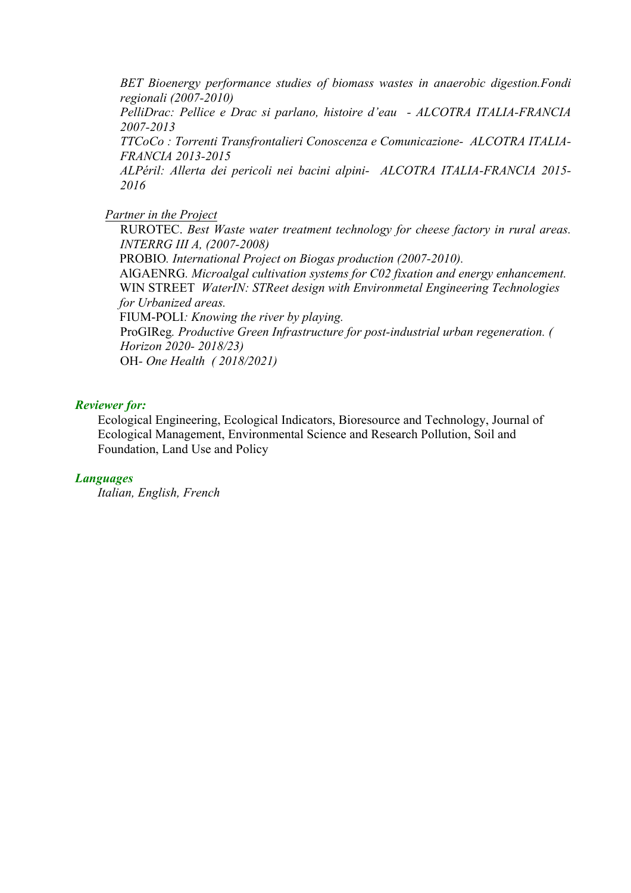*BET Bioenergy performance studies of biomass wastes in anaerobic digestion.Fondi regionali (2007-2010)*

*PelliDrac: Pellice e Drac si parlano, histoire d'eau - ALCOTRA ITALIA-FRANCIA 2007-2013*

*TTCoCo : Torrenti Transfrontalieri Conoscenza e Comunicazione- ALCOTRA ITALIA-FRANCIA 2013-2015*

*ALPéril: Allerta dei pericoli nei bacini alpini- ALCOTRA ITALIA-FRANCIA 2015-2016*

*Partner in the Project*

RUROTEC. *Best Waste water treatment technology for cheese factory in rural areas. INTERRG III A, (2007-2008)*

PROBIO*. International Project on Biogas production (2007-2010).*

AlGAENRG*. Microalgal cultivation systems for C02 fixation and energy enhancement.*

WIN STREET *WaterIN: STReet design with Environmetal Engineering Technologies for Urbanized areas.*

FIUM-POLI*: Knowing the river by playing.*

ProGIReg*. Productive Green Infrastructure for post-industrial urban regeneration. ( Horizon 2020- 2018/23)*

OH- *One Health ( 2018/2021)*

***Reviewer for:***

Ecological Engineering, Ecological Indicators, Bioresource and Technology, Journal of Ecological Management, Environmental Science and Research Pollution, Soil and Foundation, Land Use and Policy

***Languages***

*Italian, English, French*